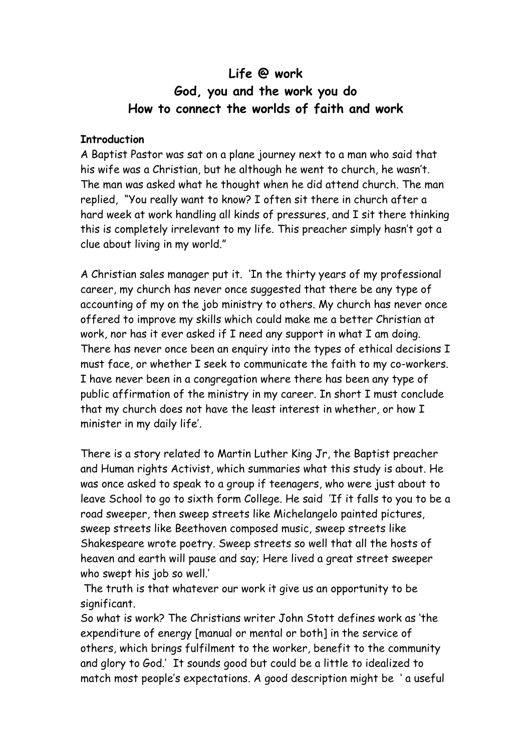# Life @ work
# God, you and the work you do
# How to connect the worlds of faith and work

**Introduction**

A Baptist Pastor was sat on a plane journey next to a man who said that his wife was a Christian, but he although he went to church, he wasn't. The man was asked what he thought when he did attend church. The man replied, "You really want to know? I often sit there in church after a hard week at work handling all kinds of pressures, and I sit there thinking this is completely irrelevant to my life. This preacher simply hasn't got a clue about living in my world."

A Christian sales manager put it. 'In the thirty years of my professional career, my church has never once suggested that there be any type of accounting of my on the job ministry to others. My church has never once offered to improve my skills which could make me a better Christian at work, nor has it ever asked if I need any support in what I am doing. There has never once been an enquiry into the types of ethical decisions I must face, or whether I seek to communicate the faith to my co-workers. I have never been in a congregation where there has been any type of public affirmation of the ministry in my career. In short I must conclude that my church does not have the least interest in whether, or how I minister in my daily life'.

There is a story related to Martin Luther King Jr, the Baptist preacher and Human rights Activist, which summaries what this study is about. He was once asked to speak to a group if teenagers, who were just about to leave School to go to sixth form College. He said 'If it falls to you to be a road sweeper, then sweep streets like Michelangelo painted pictures, sweep streets like Beethoven composed music, sweep streets like Shakespeare wrote poetry. Sweep streets so well that all the hosts of heaven and earth will pause and say; Here lived a great street sweeper who swept his job so well.'

The truth is that whatever our work it give us an opportunity to be significant.

So what is work? The Christians writer John Stott defines work as 'the expenditure of energy [manual or mental or both] in the service of others, which brings fulfilment to the worker, benefit to the community and glory to God.' It sounds good but could be a little to idealized to match most people's expectations. A good description might be ' a useful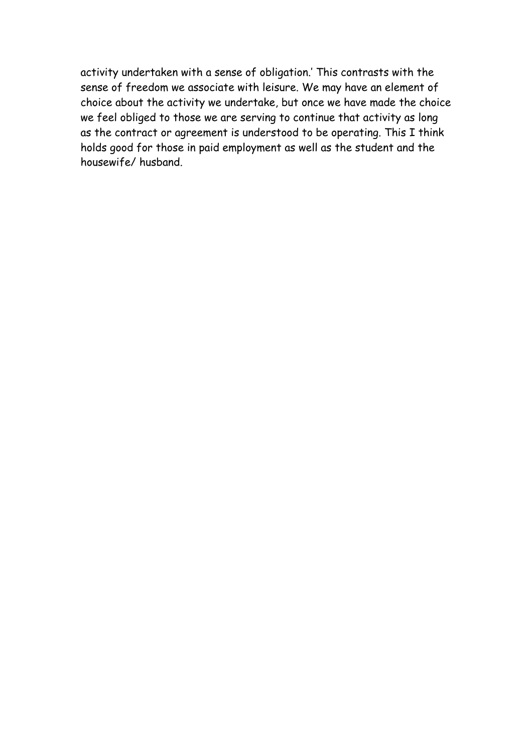activity undertaken with a sense of obligation.' This contrasts with the sense of freedom we associate with leisure. We may have an element of choice about the activity we undertake, but once we have made the choice we feel obliged to those we are serving to continue that activity as long as the contract or agreement is understood to be operating. This I think holds good for those in paid employment as well as the student and the housewife/ husband.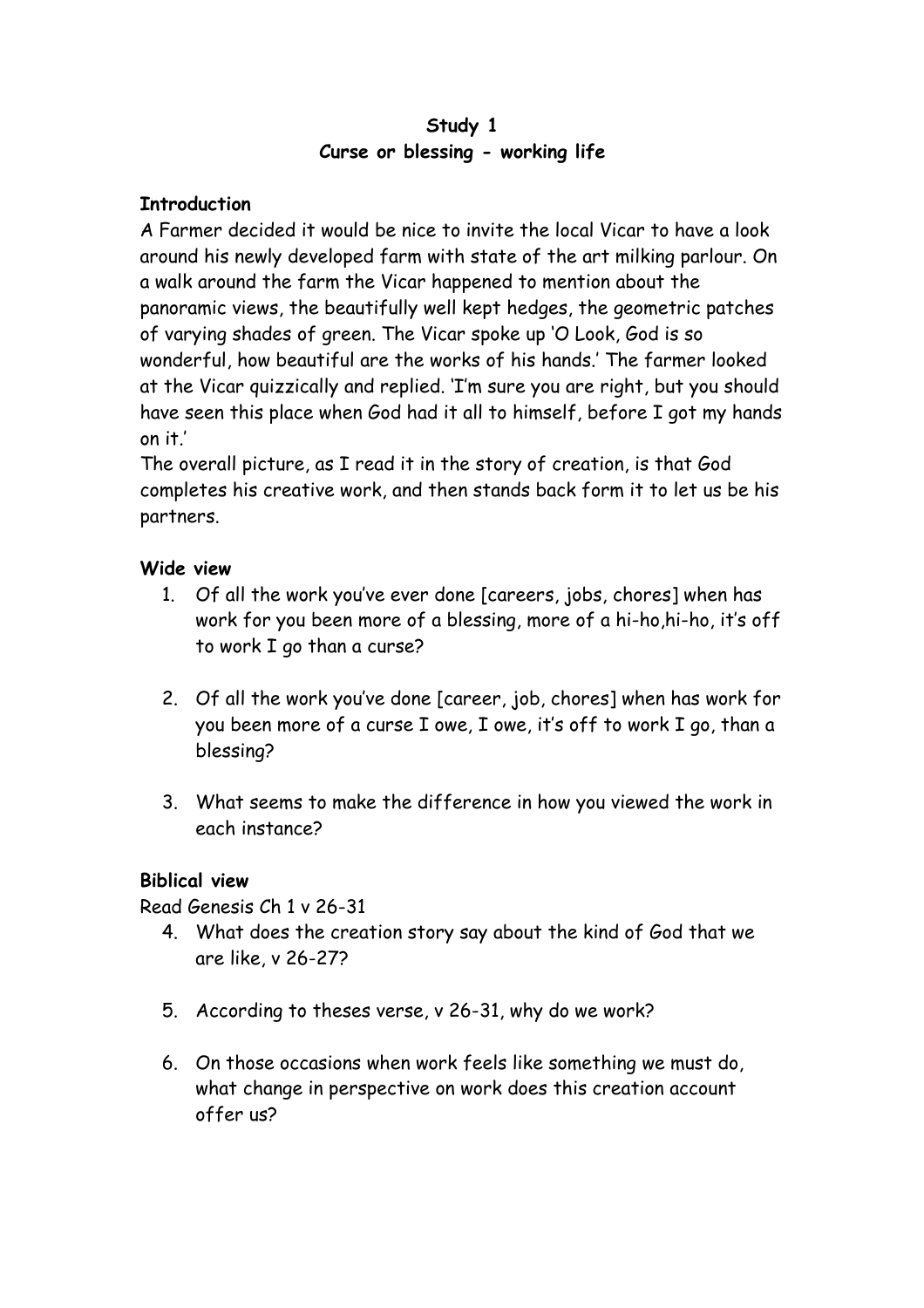**Study 1**
**Curse or blessing - working life**

**Introduction**

A Farmer decided it would be nice to invite the local Vicar to have a look around his newly developed farm with state of the art milking parlour. On a walk around the farm the Vicar happened to mention about the panoramic views, the beautifully well kept hedges, the geometric patches of varying shades of green. The Vicar spoke up 'O Look, God is so wonderful, how beautiful are the works of his hands.' The farmer looked at the Vicar quizzically and replied. 'I'm sure you are right, but you should have seen this place when God had it all to himself, before I got my hands on it.'

The overall picture, as I read it in the story of creation, is that God completes his creative work, and then stands back form it to let us be his partners.

**Wide view**

1. Of all the work you've ever done [careers, jobs, chores] when has work for you been more of a blessing, more of a hi-ho,hi-ho, it's off to work I go than a curse?

2. Of all the work you've done [career, job, chores] when has work for you been more of a curse I owe, I owe, it's off to work I go, than a blessing?

3. What seems to make the difference in how you viewed the work in each instance?

**Biblical view**

Read Genesis Ch 1 v 26-31

4. What does the creation story say about the kind of God that we are like, v 26-27?

5. According to theses verse, v 26-31, why do we work?

6. On those occasions when work feels like something we must do, what change in perspective on work does this creation account offer us?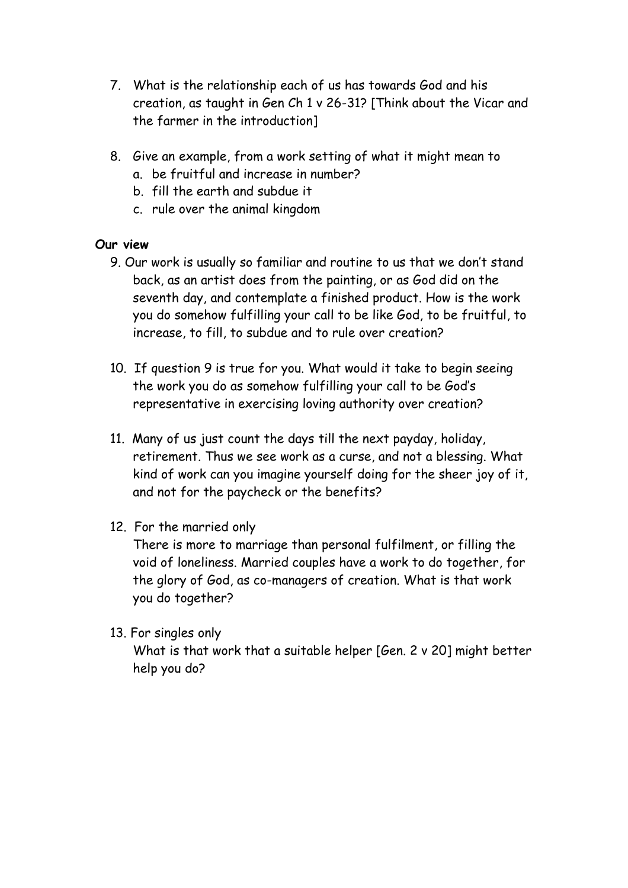7. What is the relationship each of us has towards God and his creation, as taught in Gen Ch 1 v 26-31? [Think about the Vicar and the farmer in the introduction]

8. Give an example, from a work setting of what it might mean to
   a. be fruitful and increase in number?
   b. fill the earth and subdue it
   c. rule over the animal kingdom

**Our view**

9. Our work is usually so familiar and routine to us that we don't stand back, as an artist does from the painting, or as God did on the seventh day, and contemplate a finished product. How is the work you do somehow fulfilling your call to be like God, to be fruitful, to increase, to fill, to subdue and to rule over creation?

10. If question 9 is true for you. What would it take to begin seeing the work you do as somehow fulfilling your call to be God's representative in exercising loving authority over creation?

11. Many of us just count the days till the next payday, holiday, retirement. Thus we see work as a curse, and not a blessing. What kind of work can you imagine yourself doing for the sheer joy of it, and not for the paycheck or the benefits?

12. For the married only
    There is more to marriage than personal fulfilment, or filling the void of loneliness. Married couples have a work to do together, for the glory of God, as co-managers of creation. What is that work you do together?

13. For singles only
    What is that work that a suitable helper [Gen. 2 v 20] might better help you do?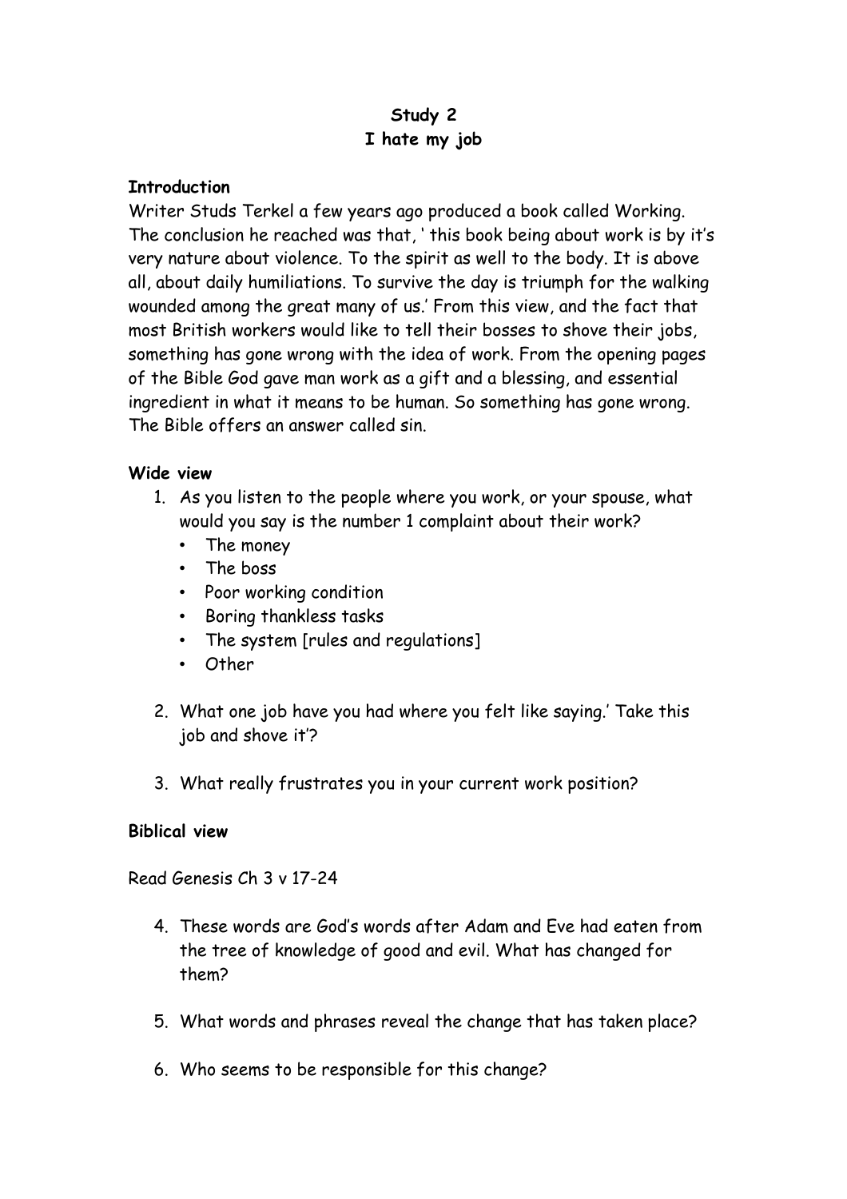**Study 2**
**I hate my job**

**Introduction**

Writer Studs Terkel a few years ago produced a book called Working. The conclusion he reached was that, ' this book being about work is by it's very nature about violence. To the spirit as well to the body. It is above all, about daily humiliations. To survive the day is triumph for the walking wounded among the great many of us.' From this view, and the fact that most British workers would like to tell their bosses to shove their jobs, something has gone wrong with the idea of work. From the opening pages of the Bible God gave man work as a gift and a blessing, and essential ingredient in what it means to be human. So something has gone wrong. The Bible offers an answer called sin.

**Wide view**

1. As you listen to the people where you work, or your spouse, what would you say is the number 1 complaint about their work?
   - The money
   - The boss
   - Poor working condition
   - Boring thankless tasks
   - The system [rules and regulations]
   - Other

2. What one job have you had where you felt like saying.' Take this job and shove it'?

3. What really frustrates you in your current work position?

**Biblical view**

Read Genesis Ch 3 v 17-24

4. These words are God's words after Adam and Eve had eaten from the tree of knowledge of good and evil. What has changed for them?

5. What words and phrases reveal the change that has taken place?

6. Who seems to be responsible for this change?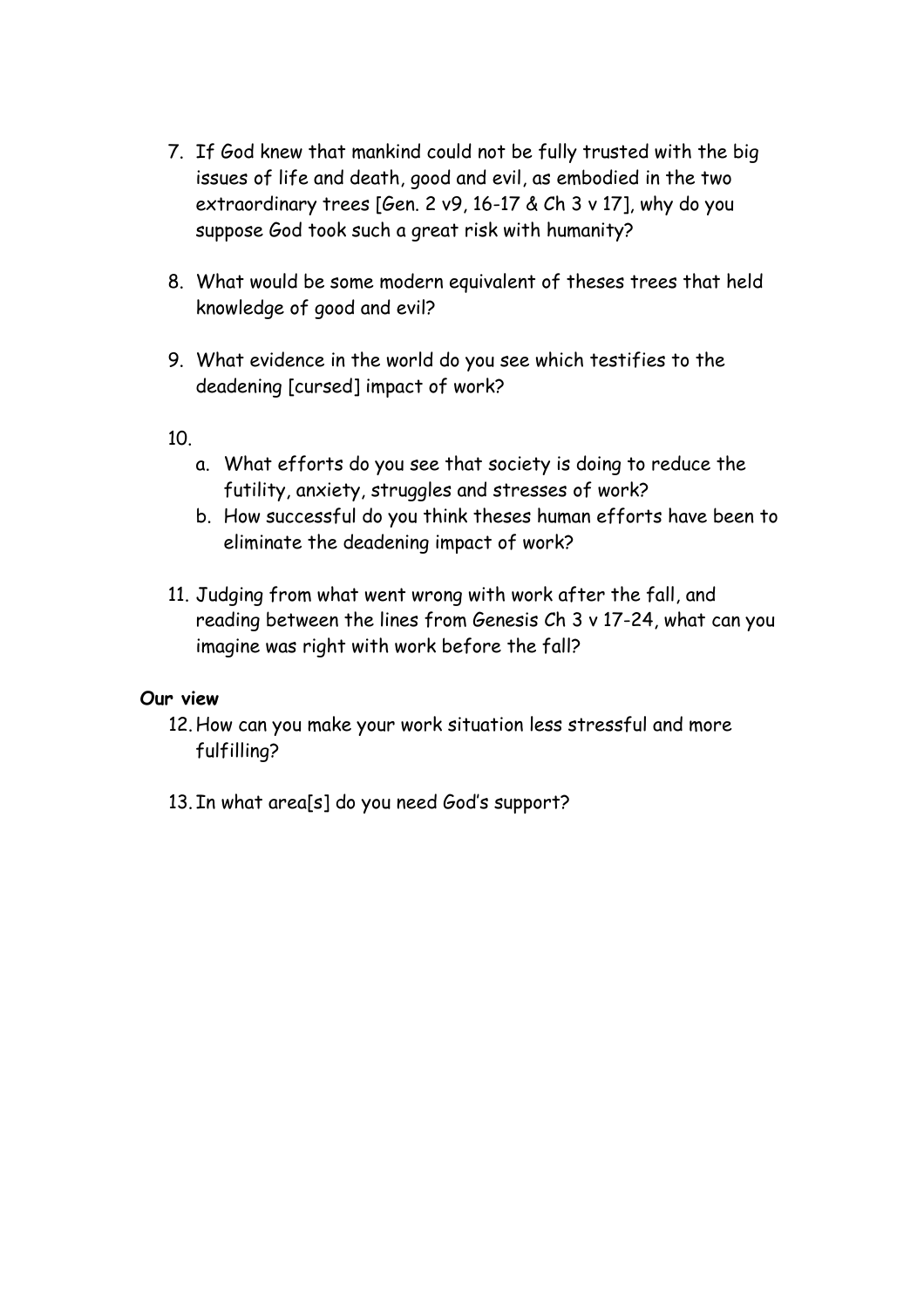7. If God knew that mankind could not be fully trusted with the big issues of life and death, good and evil, as embodied in the two extraordinary trees [Gen. 2 v9, 16-17 & Ch 3 v 17], why do you suppose God took such a great risk with humanity?

8. What would be some modern equivalent of theses trees that held knowledge of good and evil?

9. What evidence in the world do you see which testifies to the deadening [cursed] impact of work?

10.
    a. What efforts do you see that society is doing to reduce the futility, anxiety, struggles and stresses of work?
    b. How successful do you think theses human efforts have been to eliminate the deadening impact of work?

11. Judging from what went wrong with work after the fall, and reading between the lines from Genesis Ch 3 v 17-24, what can you imagine was right with work before the fall?

**Our view**

12. How can you make your work situation less stressful and more fulfilling?

13. In what area[s] do you need God's support?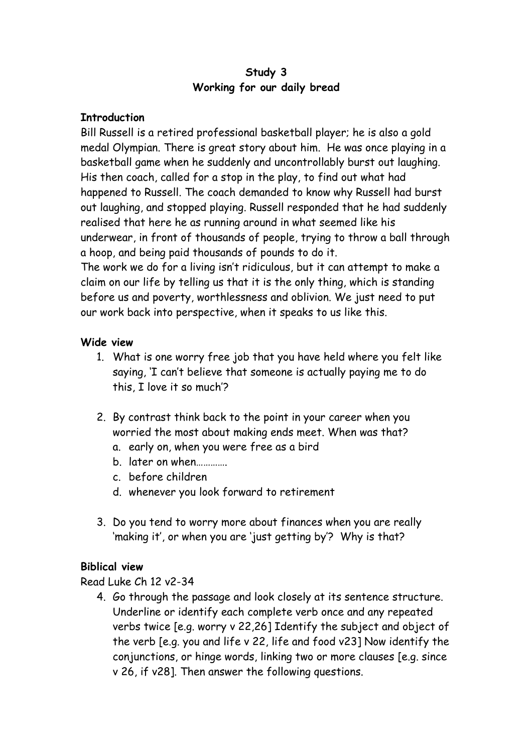**Study 3**
**Working for our daily bread**

**Introduction**

Bill Russell is a retired professional basketball player; he is also a gold medal Olympian. There is great story about him. He was once playing in a basketball game when he suddenly and uncontrollably burst out laughing. His then coach, called for a stop in the play, to find out what had happened to Russell. The coach demanded to know why Russell had burst out laughing, and stopped playing. Russell responded that he had suddenly realised that here he as running around in what seemed like his underwear, in front of thousands of people, trying to throw a ball through a hoop, and being paid thousands of pounds to do it.

The work we do for a living isn't ridiculous, but it can attempt to make a claim on our life by telling us that it is the only thing, which is standing before us and poverty, worthlessness and oblivion. We just need to put our work back into perspective, when it speaks to us like this.

**Wide view**

1. What is one worry free job that you have held where you felt like saying, 'I can't believe that someone is actually paying me to do this, I love it so much'?

2. By contrast think back to the point in your career when you worried the most about making ends meet. When was that?
   a. early on, when you were free as a bird
   b. later on when…………
   c. before children
   d. whenever you look forward to retirement

3. Do you tend to worry more about finances when you are really 'making it', or when you are 'just getting by'? Why is that?

**Biblical view**

Read Luke Ch 12 v2-34

4. Go through the passage and look closely at its sentence structure. Underline or identify each complete verb once and any repeated verbs twice [e.g. worry v 22,26] Identify the subject and object of the verb [e.g. you and life v 22, life and food v23] Now identify the conjunctions, or hinge words, linking two or more clauses [e.g. since v 26, if v28]. Then answer the following questions.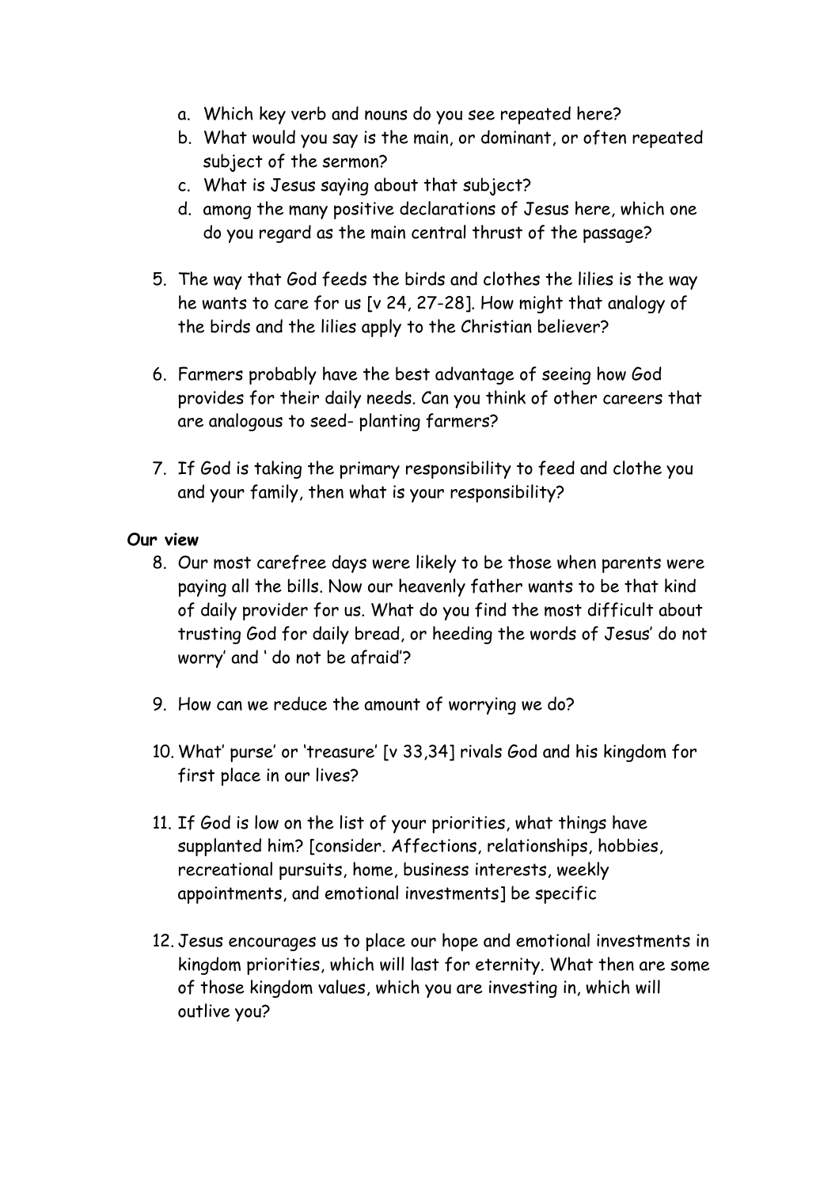a. Which key verb and nouns do you see repeated here?
   b. What would you say is the main, or dominant, or often repeated subject of the sermon?
   c. What is Jesus saying about that subject?
   d. among the many positive declarations of Jesus here, which one do you regard as the main central thrust of the passage?

5. The way that God feeds the birds and clothes the lilies is the way he wants to care for us [v 24, 27-28]. How might that analogy of the birds and the lilies apply to the Christian believer?

6. Farmers probably have the best advantage of seeing how God provides for their daily needs. Can you think of other careers that are analogous to seed- planting farmers?

7. If God is taking the primary responsibility to feed and clothe you and your family, then what is your responsibility?

**Our view**

8. Our most carefree days were likely to be those when parents were paying all the bills. Now our heavenly father wants to be that kind of daily provider for us. What do you find the most difficult about trusting God for daily bread, or heeding the words of Jesus' do not worry' and ' do not be afraid'?

9. How can we reduce the amount of worrying we do?

10. What' purse' or 'treasure' [v 33,34] rivals God and his kingdom for first place in our lives?

11. If God is low on the list of your priorities, what things have supplanted him? [consider. Affections, relationships, hobbies, recreational pursuits, home, business interests, weekly appointments, and emotional investments] be specific

12. Jesus encourages us to place our hope and emotional investments in kingdom priorities, which will last for eternity. What then are some of those kingdom values, which you are investing in, which will outlive you?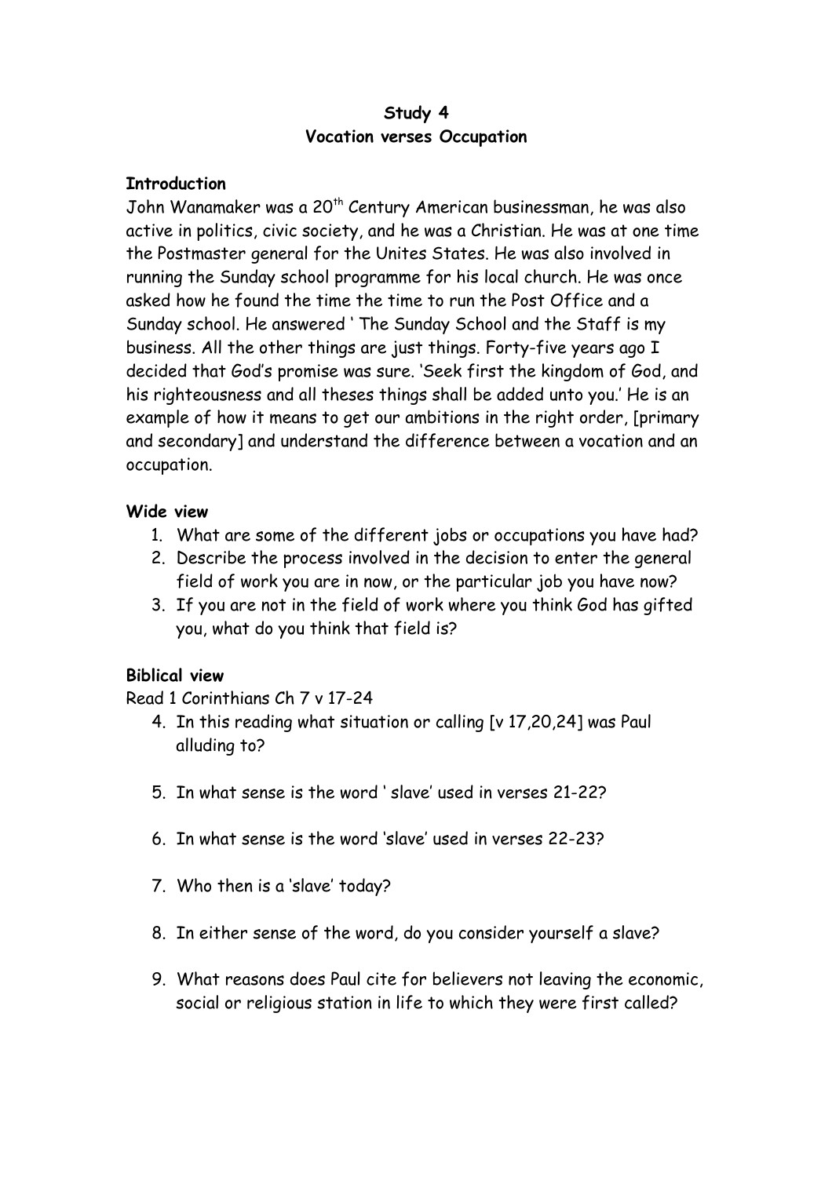**Study 4**
**Vocation verses Occupation**

**Introduction**

John Wanamaker was a 20th Century American businessman, he was also active in politics, civic society, and he was a Christian. He was at one time the Postmaster general for the Unites States. He was also involved in running the Sunday school programme for his local church. He was once asked how he found the time the time to run the Post Office and a Sunday school. He answered ' The Sunday School and the Staff is my business. All the other things are just things. Forty-five years ago I decided that God's promise was sure. 'Seek first the kingdom of God, and his righteousness and all theses things shall be added unto you.' He is an example of how it means to get our ambitions in the right order, [primary and secondary] and understand the difference between a vocation and an occupation.

**Wide view**

1. What are some of the different jobs or occupations you have had?
2. Describe the process involved in the decision to enter the general field of work you are in now, or the particular job you have now?
3. If you are not in the field of work where you think God has gifted you, what do you think that field is?

**Biblical view**

Read 1 Corinthians Ch 7 v 17-24

4. In this reading what situation or calling [v 17,20,24] was Paul alluding to?
5. In what sense is the word ' slave' used in verses 21-22?
6. In what sense is the word 'slave' used in verses 22-23?
7. Who then is a 'slave' today?
8. In either sense of the word, do you consider yourself a slave?
9. What reasons does Paul cite for believers not leaving the economic, social or religious station in life to which they were first called?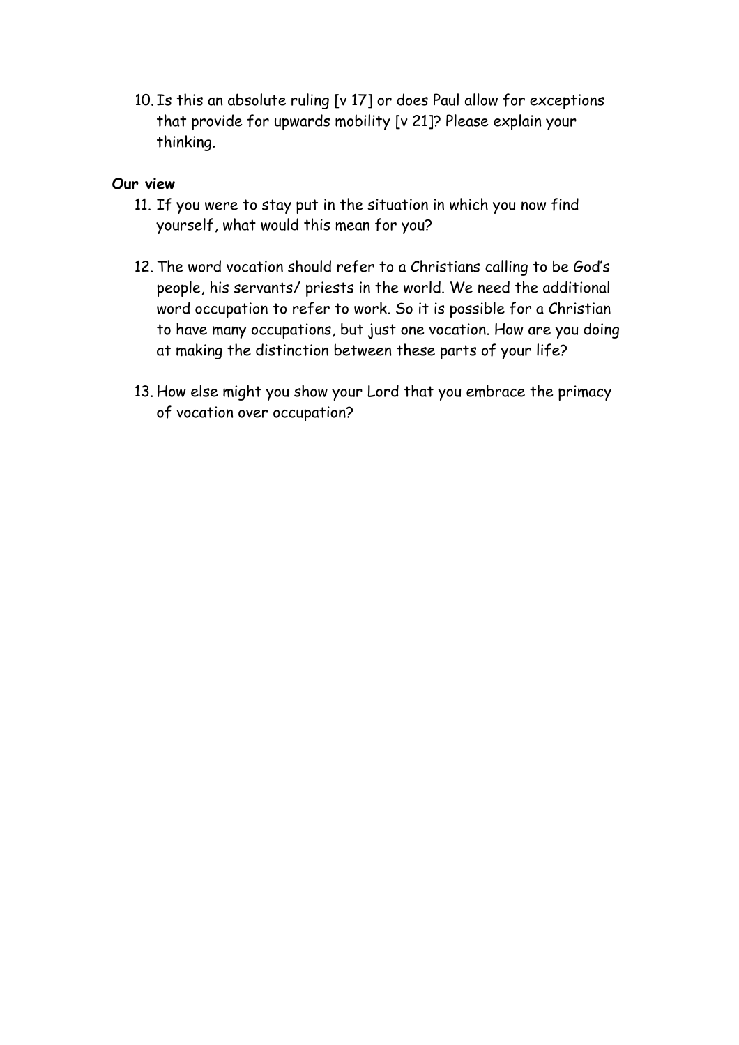10. Is this an absolute ruling [v 17] or does Paul allow for exceptions that provide for upwards mobility [v 21]? Please explain your thinking.

**Our view**

11. If you were to stay put in the situation in which you now find yourself, what would this mean for you?

12. The word vocation should refer to a Christians calling to be God's people, his servants/ priests in the world. We need the additional word occupation to refer to work. So it is possible for a Christian to have many occupations, but just one vocation. How are you doing at making the distinction between these parts of your life?

13. How else might you show your Lord that you embrace the primacy of vocation over occupation?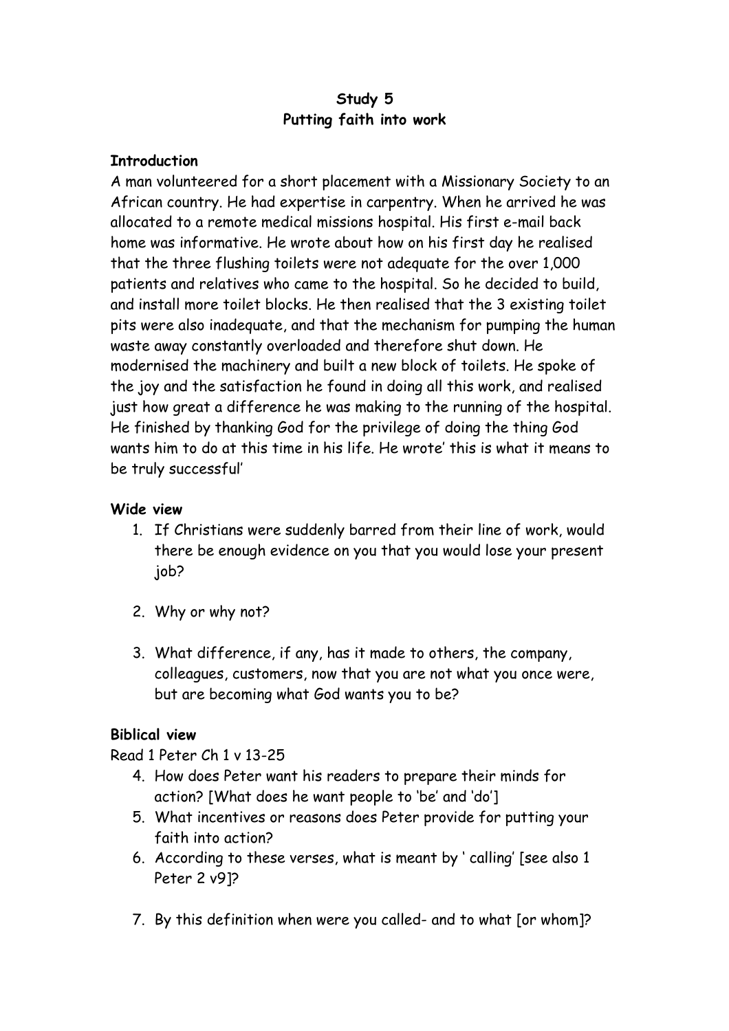**Study 5**
**Putting faith into work**

**Introduction**

A man volunteered for a short placement with a Missionary Society to an African country. He had expertise in carpentry. When he arrived he was allocated to a remote medical missions hospital. His first e-mail back home was informative. He wrote about how on his first day he realised that the three flushing toilets were not adequate for the over 1,000 patients and relatives who came to the hospital. So he decided to build, and install more toilet blocks. He then realised that the 3 existing toilet pits were also inadequate, and that the mechanism for pumping the human waste away constantly overloaded and therefore shut down. He modernised the machinery and built a new block of toilets. He spoke of the joy and the satisfaction he found in doing all this work, and realised just how great a difference he was making to the running of the hospital. He finished by thanking God for the privilege of doing the thing God wants him to do at this time in his life. He wrote' this is what it means to be truly successful'

**Wide view**

1. If Christians were suddenly barred from their line of work, would there be enough evidence on you that you would lose your present job?

2. Why or why not?

3. What difference, if any, has it made to others, the company, colleagues, customers, now that you are not what you once were, but are becoming what God wants you to be?

**Biblical view**

Read 1 Peter Ch 1 v 13-25

4. How does Peter want his readers to prepare their minds for action? [What does he want people to 'be' and 'do']
5. What incentives or reasons does Peter provide for putting your faith into action?
6. According to these verses, what is meant by ' calling' [see also 1 Peter 2 v9]?

7. By this definition when were you called- and to what [or whom]?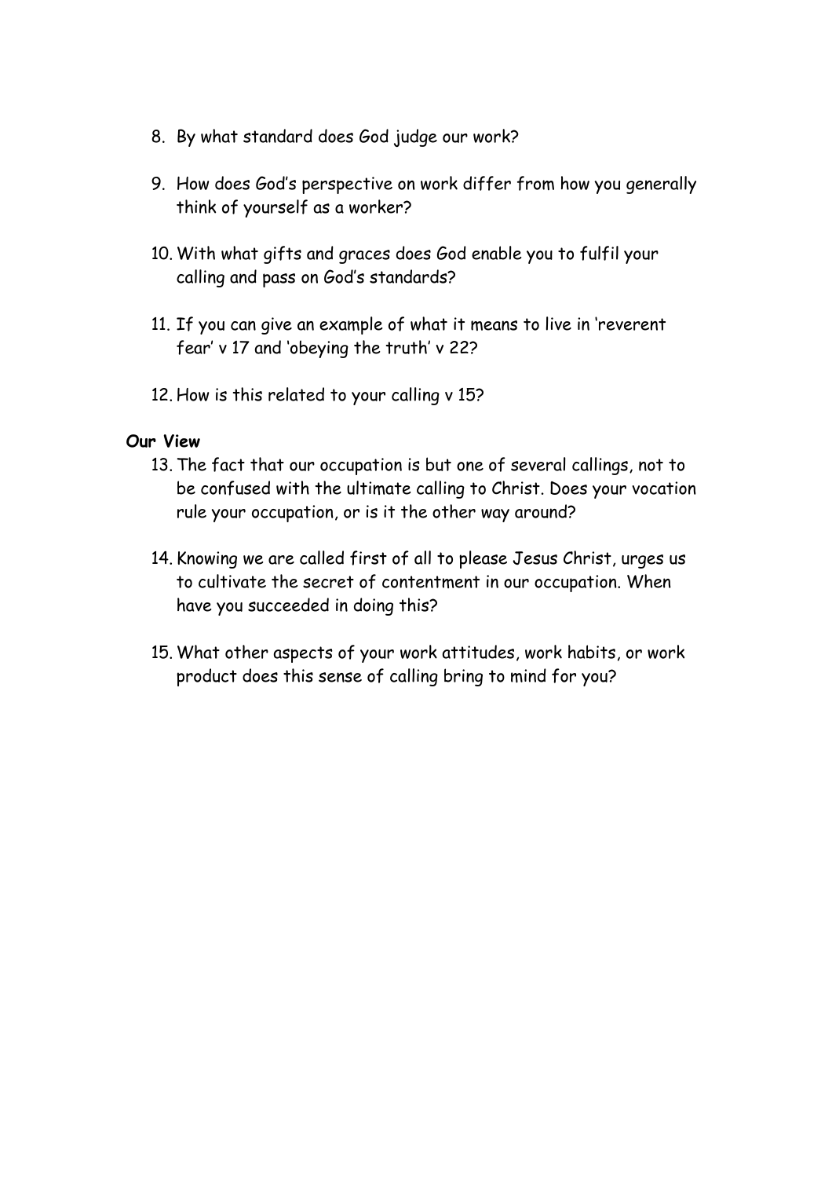8. By what standard does God judge our work?

9. How does God's perspective on work differ from how you generally think of yourself as a worker?

10. With what gifts and graces does God enable you to fulfil your calling and pass on God's standards?

11. If you can give an example of what it means to live in 'reverent fear' v 17 and 'obeying the truth' v 22?

12. How is this related to your calling v 15?

**Our View**

13. The fact that our occupation is but one of several callings, not to be confused with the ultimate calling to Christ. Does your vocation rule your occupation, or is it the other way around?

14. Knowing we are called first of all to please Jesus Christ, urges us to cultivate the secret of contentment in our occupation. When have you succeeded in doing this?

15. What other aspects of your work attitudes, work habits, or work product does this sense of calling bring to mind for you?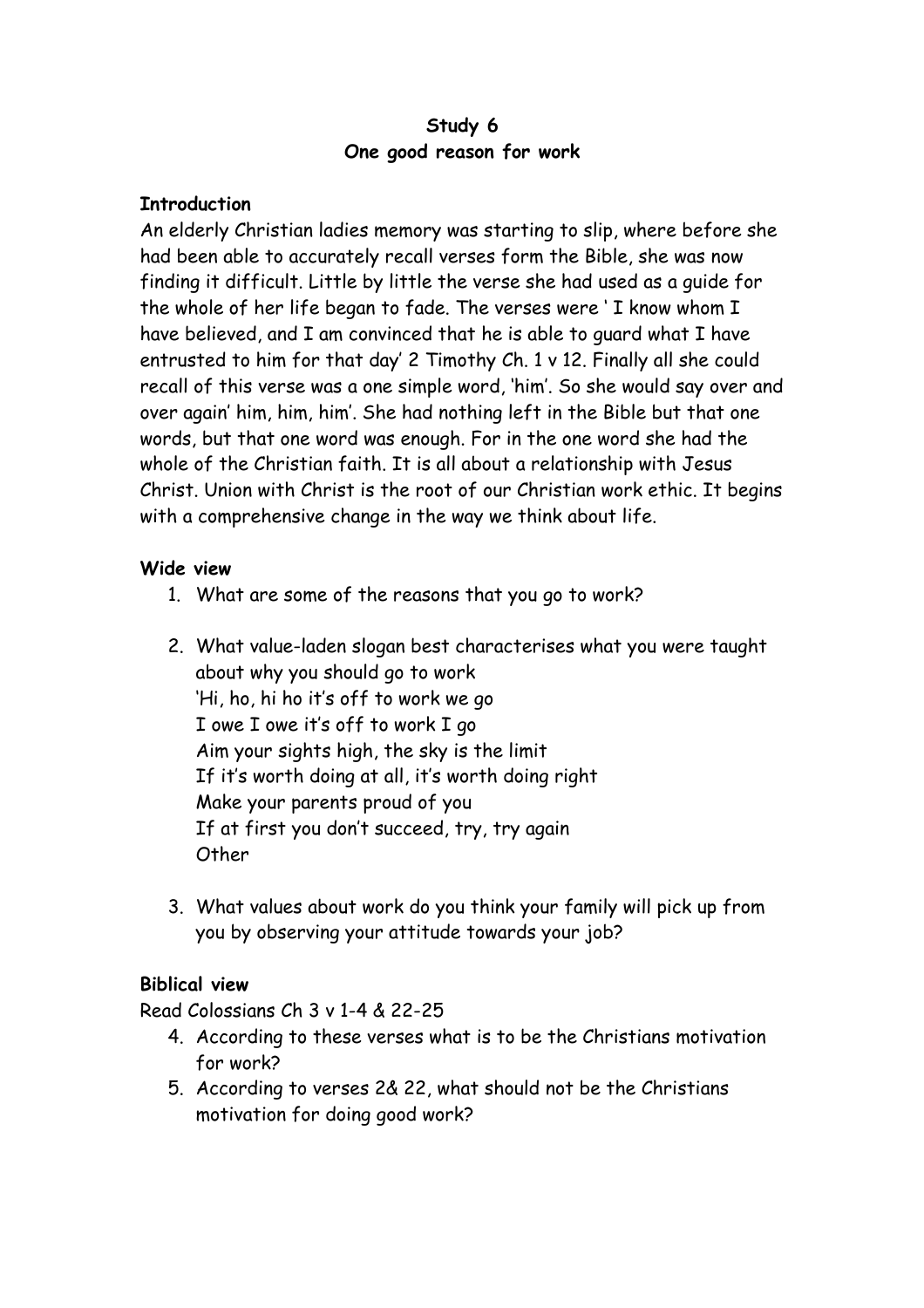**Study 6**
**One good reason for work**

**Introduction**

An elderly Christian ladies memory was starting to slip, where before she had been able to accurately recall verses form the Bible, she was now finding it difficult. Little by little the verse she had used as a guide for the whole of her life began to fade. The verses were ' I know whom I have believed, and I am convinced that he is able to guard what I have entrusted to him for that day' 2 Timothy Ch. 1 v 12. Finally all she could recall of this verse was a one simple word, 'him'. So she would say over and over again' him, him, him'. She had nothing left in the Bible but that one words, but that one word was enough. For in the one word she had the whole of the Christian faith. It is all about a relationship with Jesus Christ. Union with Christ is the root of our Christian work ethic. It begins with a comprehensive change in the way we think about life.

**Wide view**

1. What are some of the reasons that you go to work?

2. What value-laden slogan best characterises what you were taught about why you should go to work
   'Hi, ho, hi ho it's off to work we go
   I owe I owe it's off to work I go
   Aim your sights high, the sky is the limit
   If it's worth doing at all, it's worth doing right
   Make your parents proud of you
   If at first you don't succeed, try, try again
   Other

3. What values about work do you think your family will pick up from you by observing your attitude towards your job?

**Biblical view**

Read Colossians Ch 3 v 1-4 & 22-25

4. According to these verses what is to be the Christians motivation for work?
5. According to verses 2& 22, what should not be the Christians motivation for doing good work?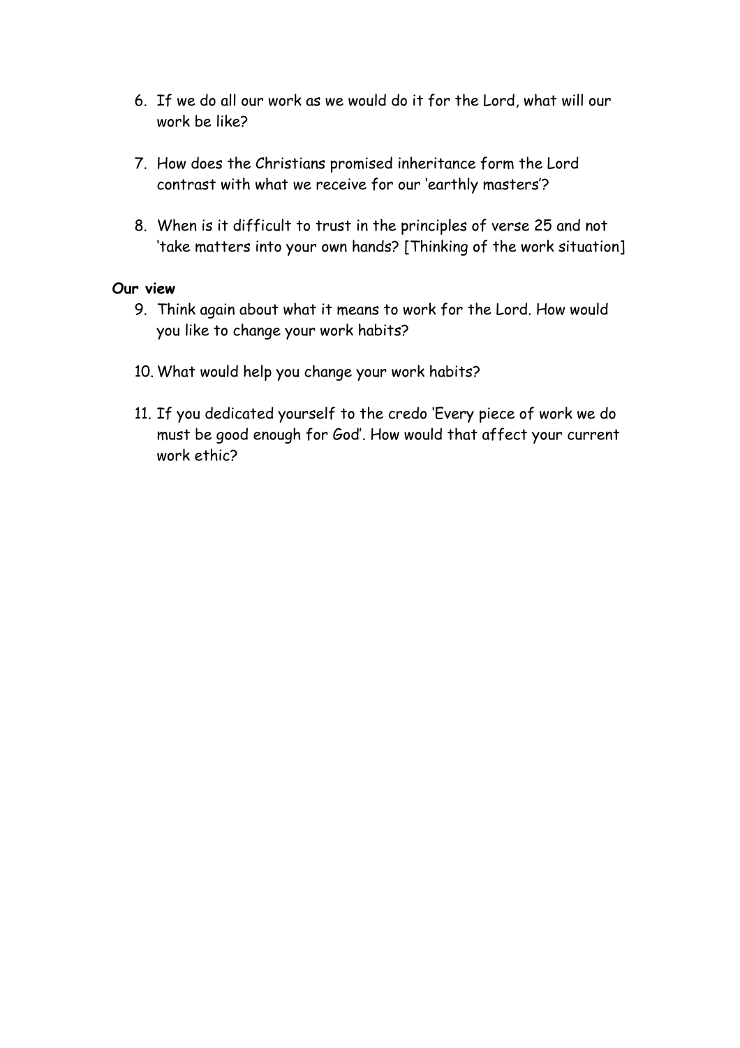6. If we do all our work as we would do it for the Lord, what will our work be like?

7. How does the Christians promised inheritance form the Lord contrast with what we receive for our 'earthly masters'?

8. When is it difficult to trust in the principles of verse 25 and not 'take matters into your own hands? [Thinking of the work situation]

**Our view**

9. Think again about what it means to work for the Lord. How would you like to change your work habits?

10. What would help you change your work habits?

11. If you dedicated yourself to the credo 'Every piece of work we do must be good enough for God'. How would that affect your current work ethic?